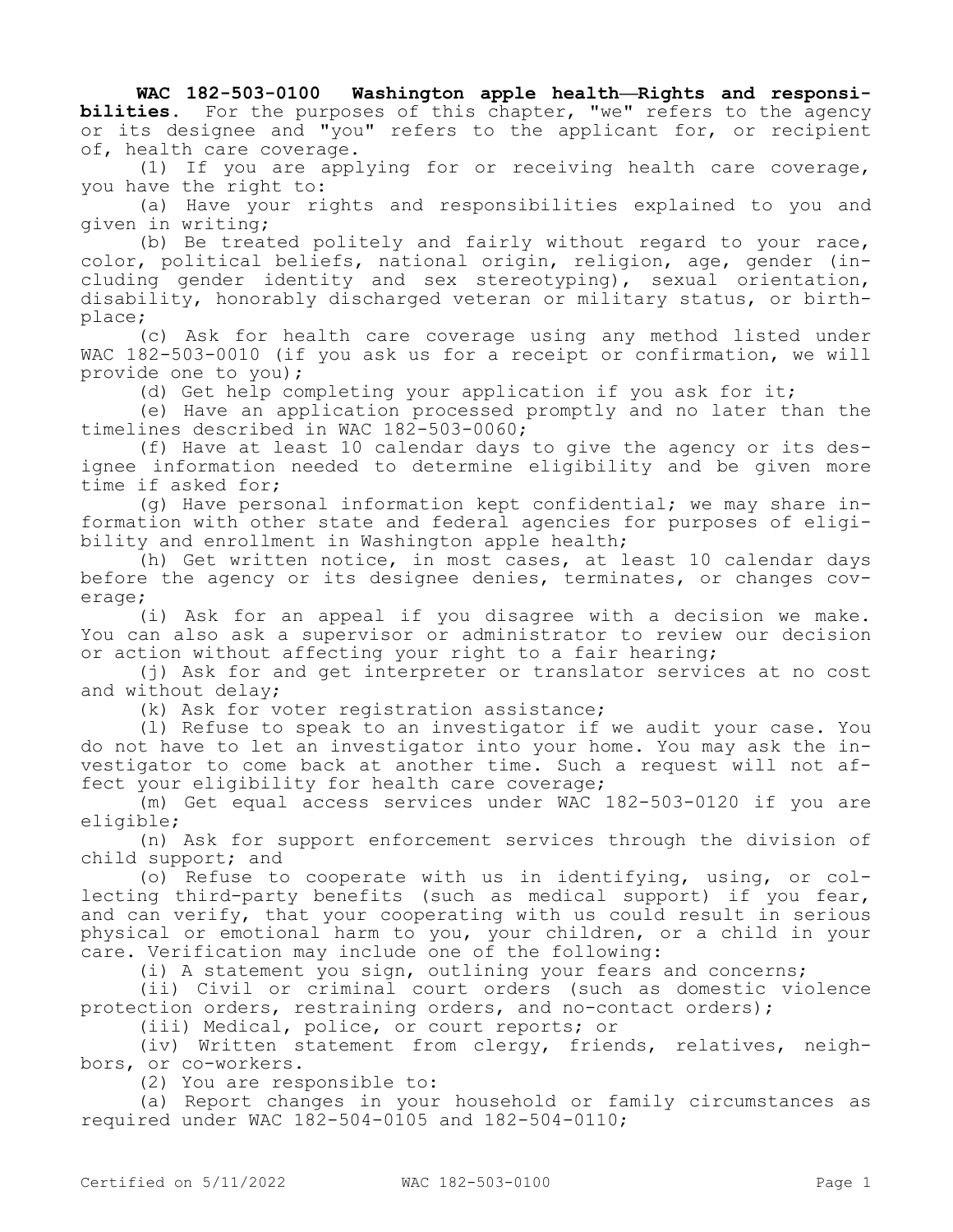**WAC 182-503-0100 Washington apple health—Rights and responsibilities.** For the purposes of this chapter, "we" refers to the agency or its designee and "you" refers to the applicant for, or recipient of, health care coverage.

(1) If you are applying for or receiving health care coverage, you have the right to:

(a) Have your rights and responsibilities explained to you and given in writing;

(b) Be treated politely and fairly without regard to your race, color, political beliefs, national origin, religion, age, gender (including gender identity and sex stereotyping), sexual orientation, disability, honorably discharged veteran or military status, or birthplace;

(c) Ask for health care coverage using any method listed under WAC 182-503-0010 (if you ask us for a receipt or confirmation, we will provide one to you);

(d) Get help completing your application if you ask for it;

(e) Have an application processed promptly and no later than the timelines described in WAC 182-503-0060;

(f) Have at least 10 calendar days to give the agency or its designee information needed to determine eligibility and be given more time if asked for;

(g) Have personal information kept confidential; we may share information with other state and federal agencies for purposes of eligibility and enrollment in Washington apple health;

(h) Get written notice, in most cases, at least 10 calendar days before the agency or its designee denies, terminates, or changes coverage;

(i) Ask for an appeal if you disagree with a decision we make. You can also ask a supervisor or administrator to review our decision or action without affecting your right to a fair hearing;

(j) Ask for and get interpreter or translator services at no cost and without delay;

(k) Ask for voter registration assistance;

(l) Refuse to speak to an investigator if we audit your case. You do not have to let an investigator into your home. You may ask the investigator to come back at another time. Such a request will not affect your eligibility for health care coverage;

(m) Get equal access services under WAC 182-503-0120 if you are eligible;

(n) Ask for support enforcement services through the division of child support; and

(o) Refuse to cooperate with us in identifying, using, or collecting third-party benefits (such as medical support) if you fear, and can verify, that your cooperating with us could result in serious physical or emotional harm to you, your children, or a child in your care. Verification may include one of the following:

(i) A statement you sign, outlining your fears and concerns;

(ii) Civil or criminal court orders (such as domestic violence protection orders, restraining orders, and no-contact orders);

(iii) Medical, police, or court reports; or

(iv) Written statement from clergy, friends, relatives, neighbors, or co-workers.

(2) You are responsible to:

(a) Report changes in your household or family circumstances as required under WAC 182-504-0105 and 182-504-0110;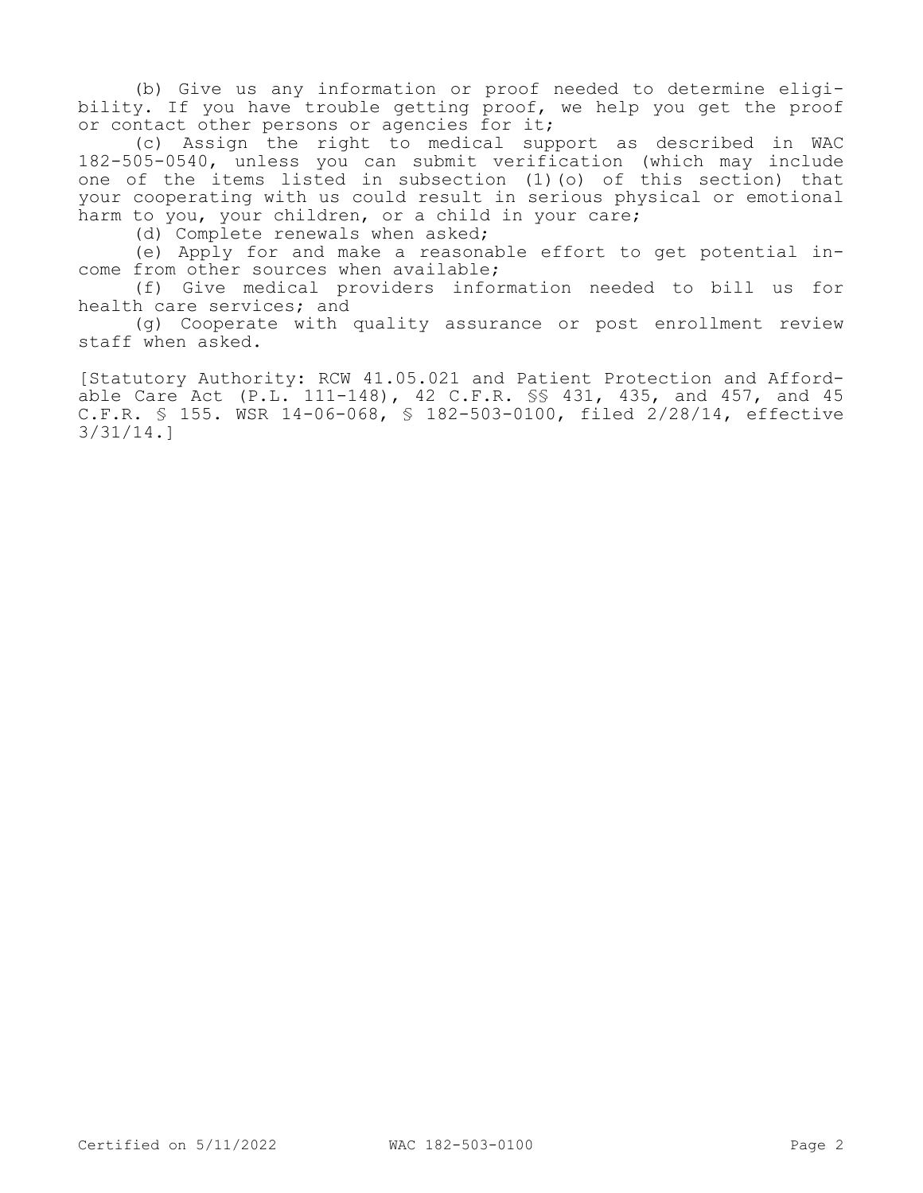(b) Give us any information or proof needed to determine eligibility. If you have trouble getting proof, we help you get the proof or contact other persons or agencies for it;

(c) Assign the right to medical support as described in WAC 182-505-0540, unless you can submit verification (which may include one of the items listed in subsection (1)(o) of this section) that your cooperating with us could result in serious physical or emotional harm to you, your children, or a child in your care;

(d) Complete renewals when asked;

(e) Apply for and make a reasonable effort to get potential income from other sources when available;

(f) Give medical providers information needed to bill us for health care services; and

(g) Cooperate with quality assurance or post enrollment review staff when asked.

[Statutory Authority: RCW 41.05.021 and Patient Protection and Affordable Care Act (P.L. 111-148), 42 C.F.R. §§ 431, 435, and 457, and 45 C.F.R. § 155. WSR 14-06-068, § 182-503-0100, filed 2/28/14, effective 3/31/14.]